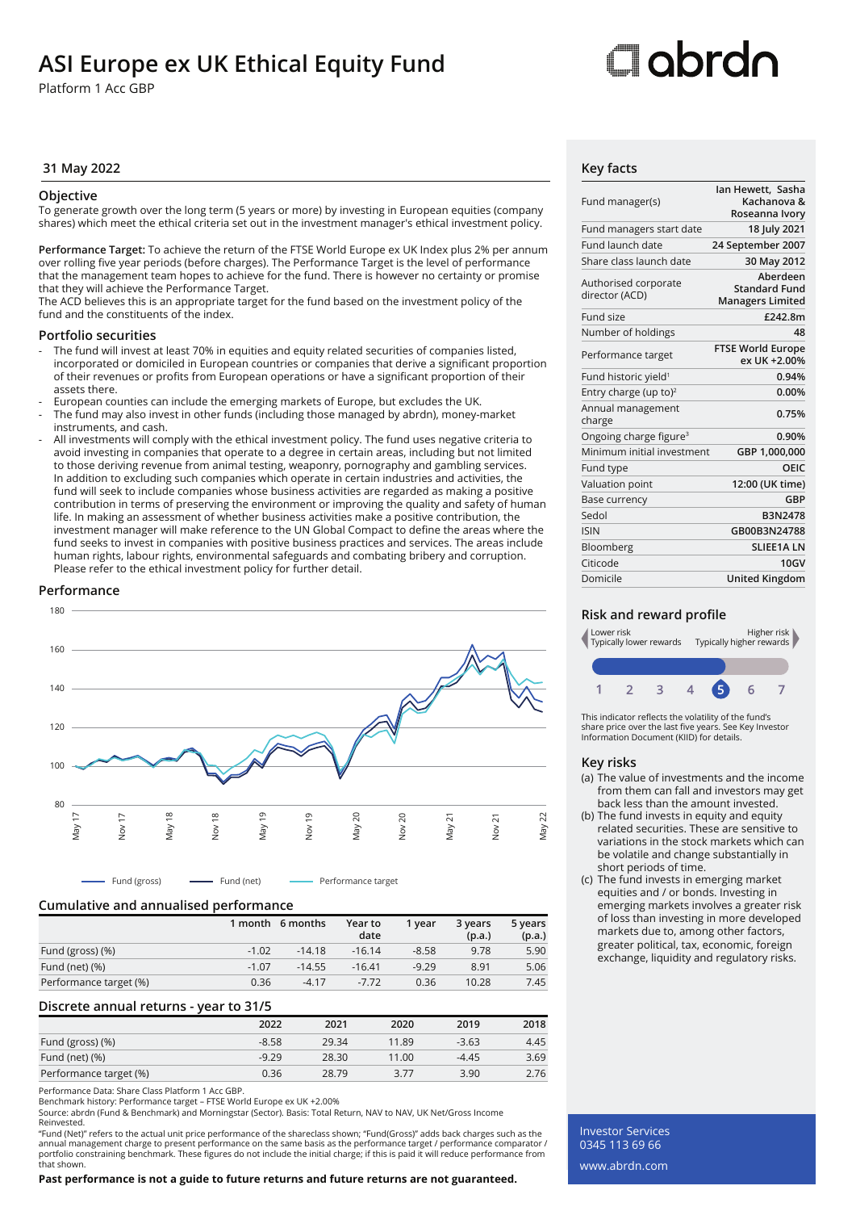# ASI Europe ex UK Ethical Equity Fund

Platform 1 Acc GBP

## 31 May 2022

### Objective

To generate growth over the long term (5 years or more) by investing in European equities (company shares) which meet the ethical criteria set out in the investment manager's ethical investment policy.

**Performance Target:** To achieve the return of the FTSE World Europe ex UK Index plus 2% per annum over rolling five year periods (before charges). The Performance Target is the level of performance that the management team hopes to achieve for the fund. There is however no certainty or promise that they will achieve the Performance Target.
The ACD believes this is an appropriate target for the fund based on the investment policy of the fund and the constituents of the index.

### Portfolio securities

- The fund will invest at least 70% in equities and equity related securities of companies listed, incorporated or domiciled in European countries or companies that derive a significant proportion of their revenues or profits from European operations or have a significant proportion of their assets there.
- European counties can include the emerging markets of Europe, but excludes the UK.
- The fund may also invest in other funds (including those managed by abrdn), money-market instruments, and cash.
- All investments will comply with the ethical investment policy. The fund uses negative criteria to avoid investing in companies that operate to a degree in certain areas, including but not limited to those deriving revenue from animal testing, weaponry, pornography and gambling services. In addition to excluding such companies which operate in certain industries and activities, the fund will seek to include companies whose business activities are regarded as making a positive contribution in terms of preserving the environment or improving the quality and safety of human life. In making an assessment of whether business activities make a positive contribution, the investment manager will make reference to the UN Global Compact to define the areas where the fund seeks to invest in companies with positive business practices and services. The areas include human rights, labour rights, environmental safeguards and combating bribery and corruption. Please refer to the ethical investment policy for further detail.

### Performance

Fund (gross) — Fund (net) — Performance target

### Cumulative and annualised performance

| | 1 month | 6 months | Year to date | 1 year | 3 years (p.a.) | 5 years (p.a.) |
|---|---|---|---|---|---|---|
| Fund (gross) (%) | -1.02 | -14.18 | -16.14 | -8.58 | 9.78 | 5.90 |
| Fund (net) (%) | -1.07 | -14.55 | -16.41 | -9.29 | 8.91 | 5.06 |
| Performance target (%) | 0.36 | -4.17 | -7.72 | 0.36 | 10.28 | 7.45 |

### Discrete annual returns - year to 31/5

| | 2022 | 2021 | 2020 | 2019 | 2018 |
|---|---|---|---|---|---|
| Fund (gross) (%) | -8.58 | 29.34 | 11.89 | -3.63 | 4.45 |
| Fund (net) (%) | -9.29 | 28.30 | 11.00 | -4.45 | 3.69 |
| Performance target (%) | 0.36 | 28.79 | 3.77 | 3.90 | 2.76 |

Performance Data: Share Class Platform 1 Acc GBP.
Benchmark history: Performance target – FTSE World Europe ex UK +2.00%
Source: abrdn (Fund & Benchmark) and Morningstar (Sector). Basis: Total Return, NAV to NAV, UK Net/Gross Income Reinvested.
"Fund (Net)" refers to the actual unit price performance of the shareclass shown; "Fund(Gross)" adds back charges such as the annual management charge to present performance on the same basis as the performance target / performance comparator / portfolio constraining benchmark. These figures do not include the initial charge; if this is paid it will reduce performance from that shown.

**Past performance is not a guide to future returns and future returns are not guaranteed.**

### Key facts

| | |
|---|---|
| Fund manager(s) | Ian Hewett, Sasha Kachanova & Roseanna Ivory |
| Fund managers start date | 18 July 2021 |
| Fund launch date | 24 September 2007 |
| Share class launch date | 30 May 2012 |
| Authorised corporate director (ACD) | Aberdeen Standard Fund Managers Limited |
| Fund size | £242.8m |
| Number of holdings | 48 |
| Performance target | FTSE World Europe ex UK +2.00% |
| Fund historic yield[1] | 0.94% |
| Entry charge (up to)[2] | 0.00% |
| Annual management charge | 0.75% |
| Ongoing charge figure[3] | 0.90% |
| Minimum initial investment | GBP 1,000,000 |
| Fund type | OEIC |
| Valuation point | 12:00 (UK time) |
| Base currency | GBP |
| Sedol | B3N2478 |
| ISIN | GB00B3N24788 |
| Bloomberg | SLIEE1A LN |
| Citicode | 10GV |
| Domicile | United Kingdom |

### Risk and reward profile

Lower risk — Typically lower rewards | Higher risk — Typically higher rewards

1 2 3 4 **5** 6 7

This indicator reflects the volatility of the fund's share price over the last five years. See Key Investor Information Document (KIID) for details.

### Key risks

(a) The value of investments and the income from them can fall and investors may get back less than the amount invested.
(b) The fund invests in equity and equity related securities. These are sensitive to variations in the stock markets which can be volatile and change substantially in short periods of time.
(c) The fund invests in emerging market equities and / or bonds. Investing in emerging markets involves a greater risk of loss than investing in more developed markets due to, among other factors, greater political, tax, economic, foreign exchange, liquidity and regulatory risks.

Investor Services
0345 113 69 66
www.abrdn.com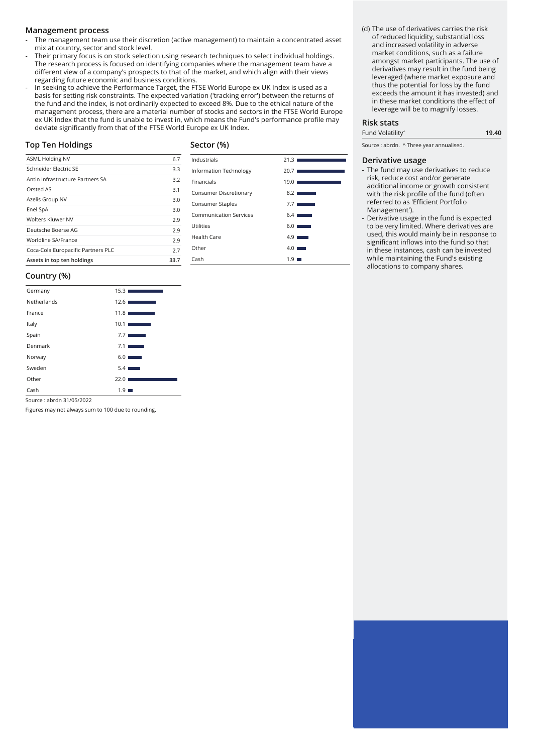## Management process

- The management team use their discretion (active management) to maintain a concentrated asset mix at country, sector and stock level.
- Their primary focus is on stock selection using research techniques to select individual holdings. The research process is focused on identifying companies where the management team have a different view of a company's prospects to that of the market, and which align with their views regarding future economic and business conditions.
- In seeking to achieve the Performance Target, the FTSE World Europe ex UK Index is used as a basis for setting risk constraints. The expected variation ('tracking error') between the returns of the fund and the index, is not ordinarily expected to exceed 8%. Due to the ethical nature of the management process, there are a material number of stocks and sectors in the FTSE World Europe ex UK Index that the fund is unable to invest in, which means the Fund's performance profile may deviate significantly from that of the FTSE World Europe ex UK Index.

## Top Ten Holdings

| | |
|---|---|
| ASML Holding NV | 6.7 |
| Schneider Electric SE | 3.3 |
| Antin Infrastructure Partners SA | 3.2 |
| Orsted AS | 3.1 |
| Azelis Group NV | 3.0 |
| Enel SpA | 3.0 |
| Wolters Kluwer NV | 2.9 |
| Deutsche Boerse AG | 2.9 |
| Worldline SA/France | 2.9 |
| Coca-Cola Europacific Partners PLC | 2.7 |
| **Assets in top ten holdings** | **33.7** |

## Sector (%)

| | |
|---|---|
| Industrials | 21.3 |
| Information Technology | 20.7 |
| Financials | 19.0 |
| Consumer Discretionary | 8.2 |
| Consumer Staples | 7.7 |
| Communication Services | 6.4 |
| Utilities | 6.0 |
| Health Care | 4.9 |
| Other | 4.0 |
| Cash | 1.9 |

## Country (%)

| | |
|---|---|
| Germany | 15.3 |
| Netherlands | 12.6 |
| France | 11.8 |
| Italy | 10.1 |
| Spain | 7.7 |
| Denmark | 7.1 |
| Norway | 6.0 |
| Sweden | 5.4 |
| Other | 22.0 |
| Cash | 1.9 |

Source : abrdn 31/05/2022

Figures may not always sum to 100 due to rounding.

(d) The use of derivatives carries the risk of reduced liquidity, substantial loss and increased volatility in adverse market conditions, such as a failure amongst market participants. The use of derivatives may result in the fund being leveraged (where market exposure and thus the potential for loss by the fund exceeds the amount it has invested) and in these market conditions the effect of leverage will be to magnify losses.

## Risk stats

| | |
|---|---|
| Fund Volatility^ | **19.40** |

Source : abrdn. ^ Three year annualised.

## Derivative usage

- The fund may use derivatives to reduce risk, reduce cost and/or generate additional income or growth consistent with the risk profile of the fund (often referred to as 'Efficient Portfolio Management').
- Derivative usage in the fund is expected to be very limited. Where derivatives are used, this would mainly be in response to significant inflows into the fund so that in these instances, cash can be invested while maintaining the Fund's existing allocations to company shares.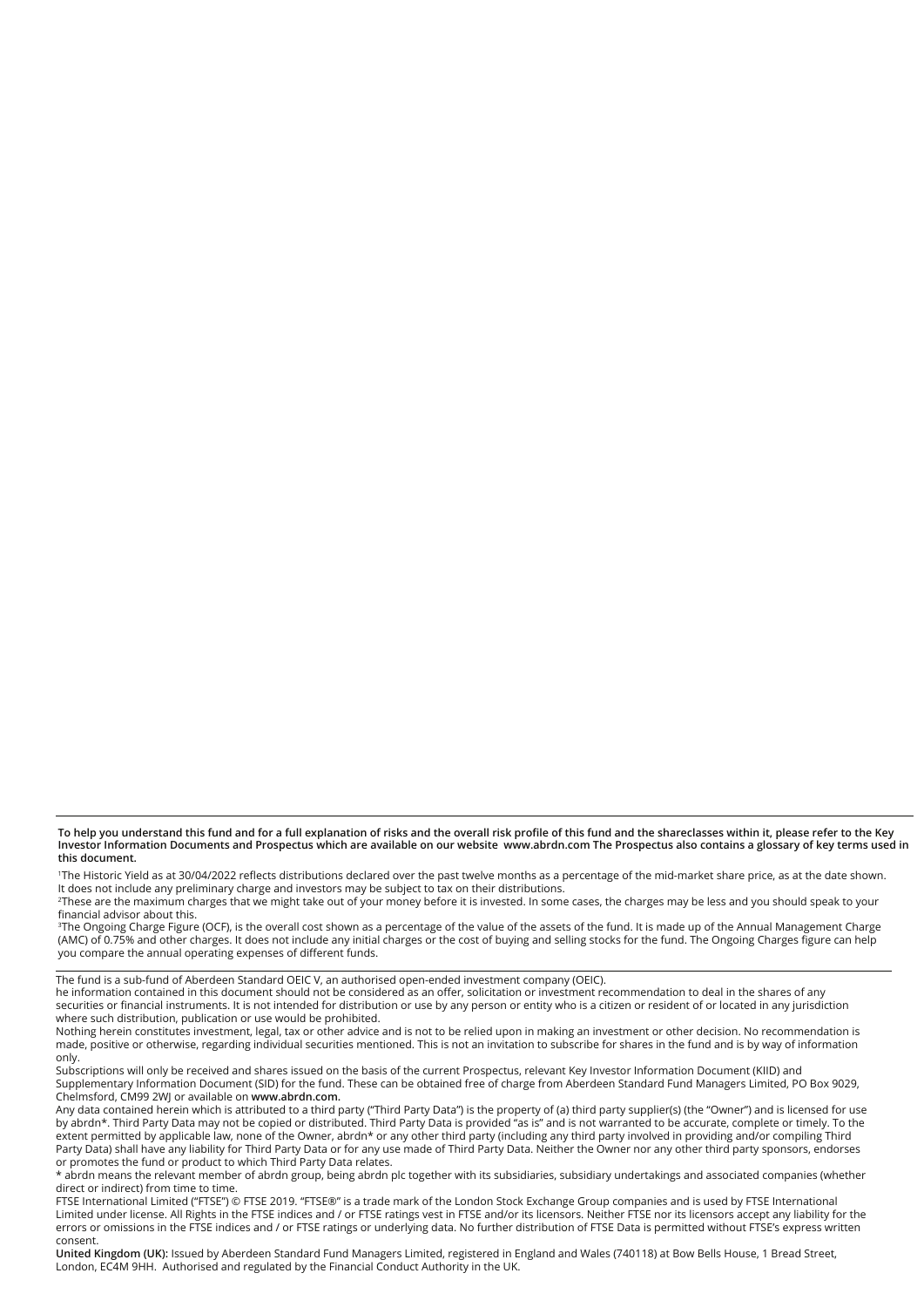**To help you understand this fund and for a full explanation of risks and the overall risk profile of this fund and the shareclasses within it, please refer to the Key Investor Information Documents and Prospectus which are available on our website www.abrdn.com The Prospectus also contains a glossary of key terms used in this document.**

[1]The Historic Yield as at 30/04/2022 reflects distributions declared over the past twelve months as a percentage of the mid-market share price, as at the date shown. It does not include any preliminary charge and investors may be subject to tax on their distributions.

[2]These are the maximum charges that we might take out of your money before it is invested. In some cases, the charges may be less and you should speak to your financial advisor about this.

[3]The Ongoing Charge Figure (OCF), is the overall cost shown as a percentage of the value of the assets of the fund. It is made up of the Annual Management Charge (AMC) of 0.75% and other charges. It does not include any initial charges or the cost of buying and selling stocks for the fund. The Ongoing Charges figure can help you compare the annual operating expenses of different funds.

The fund is a sub-fund of Aberdeen Standard OEIC V, an authorised open-ended investment company (OEIC).

he information contained in this document should not be considered as an offer, solicitation or investment recommendation to deal in the shares of any securities or financial instruments. It is not intended for distribution or use by any person or entity who is a citizen or resident of or located in any jurisdiction where such distribution, publication or use would be prohibited.

Nothing herein constitutes investment, legal, tax or other advice and is not to be relied upon in making an investment or other decision. No recommendation is made, positive or otherwise, regarding individual securities mentioned. This is not an invitation to subscribe for shares in the fund and is by way of information only.

Subscriptions will only be received and shares issued on the basis of the current Prospectus, relevant Key Investor Information Document (KIID) and Supplementary Information Document (SID) for the fund. These can be obtained free of charge from Aberdeen Standard Fund Managers Limited, PO Box 9029, Chelmsford, CM99 2WJ or available on **www.abrdn.com.**

Any data contained herein which is attributed to a third party ("Third Party Data") is the property of (a) third party supplier(s) (the "Owner") and is licensed for use by abrdn*. Third Party Data may not be copied or distributed. Third Party Data is provided "as is" and is not warranted to be accurate, complete or timely. To the extent permitted by applicable law, none of the Owner, abrdn* or any other third party (including any third party involved in providing and/or compiling Third Party Data) shall have any liability for Third Party Data or for any use made of Third Party Data. Neither the Owner nor any other third party sponsors, endorses or promotes the fund or product to which Third Party Data relates.

* abrdn means the relevant member of abrdn group, being abrdn plc together with its subsidiaries, subsidiary undertakings and associated companies (whether direct or indirect) from time to time.

FTSE International Limited ("FTSE") © FTSE 2019. "FTSE®" is a trade mark of the London Stock Exchange Group companies and is used by FTSE International Limited under license. All Rights in the FTSE indices and / or FTSE ratings vest in FTSE and/or its licensors. Neither FTSE nor its licensors accept any liability for the errors or omissions in the FTSE indices and / or FTSE ratings or underlying data. No further distribution of FTSE Data is permitted without FTSE's express written consent.

**United Kingdom (UK):** Issued by Aberdeen Standard Fund Managers Limited, registered in England and Wales (740118) at Bow Bells House, 1 Bread Street, London, EC4M 9HH. Authorised and regulated by the Financial Conduct Authority in the UK.